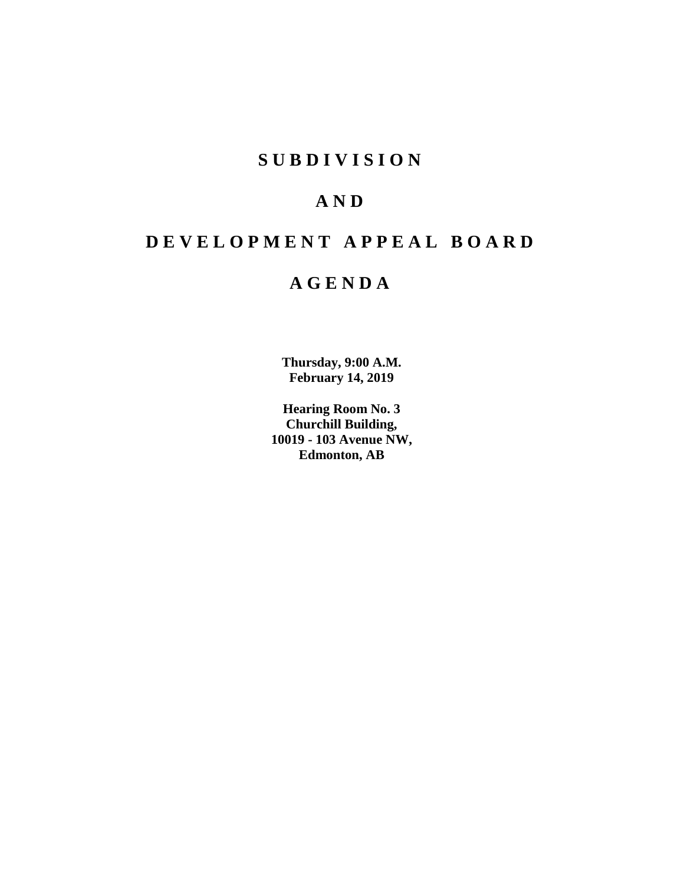# S U B D I V I S I O N

# A N D

# D E V E L O P M E N T A P P E A L B O A R D

# A G E N D A

**Thursday, 9:00 A.M.**
**February 14, 2019**

**Hearing Room No. 3**
**Churchill Building,**
**10019 - 103 Avenue NW,**
**Edmonton, AB**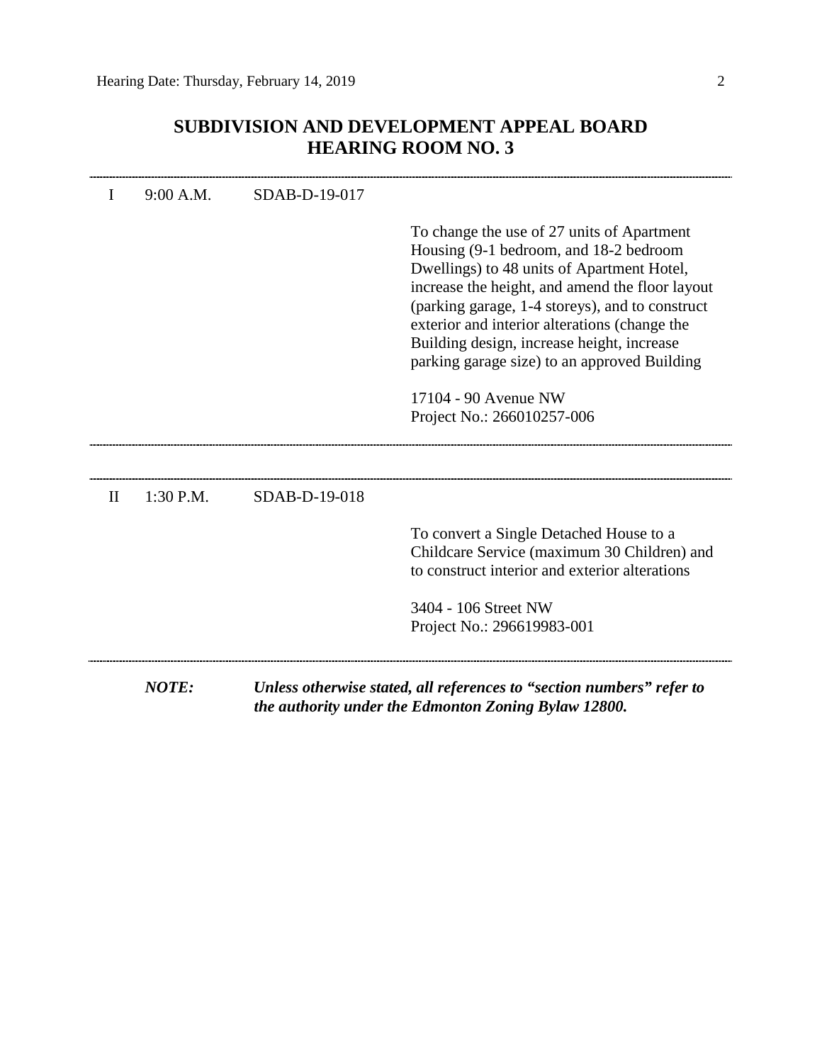## SUBDIVISION AND DEVELOPMENT APPEAL BOARD
## HEARING ROOM NO. 3

---

I 9:00 A.M. SDAB-D-19-017

To change the use of 27 units of Apartment Housing (9-1 bedroom, and 18-2 bedroom Dwellings) to 48 units of Apartment Hotel, increase the height, and amend the floor layout (parking garage, 1-4 storeys), and to construct exterior and interior alterations (change the Building design, increase height, increase parking garage size) to an approved Building

17104 - 90 Avenue NW
Project No.: 266010257-006

---

---

II 1:30 P.M. SDAB-D-19-018

To convert a Single Detached House to a Childcare Service (maximum 30 Children) and to construct interior and exterior alterations

3404 - 106 Street NW
Project No.: 296619983-001

---

***NOTE:*** ***Unless otherwise stated, all references to "section numbers" refer to the authority under the Edmonton Zoning Bylaw 12800.***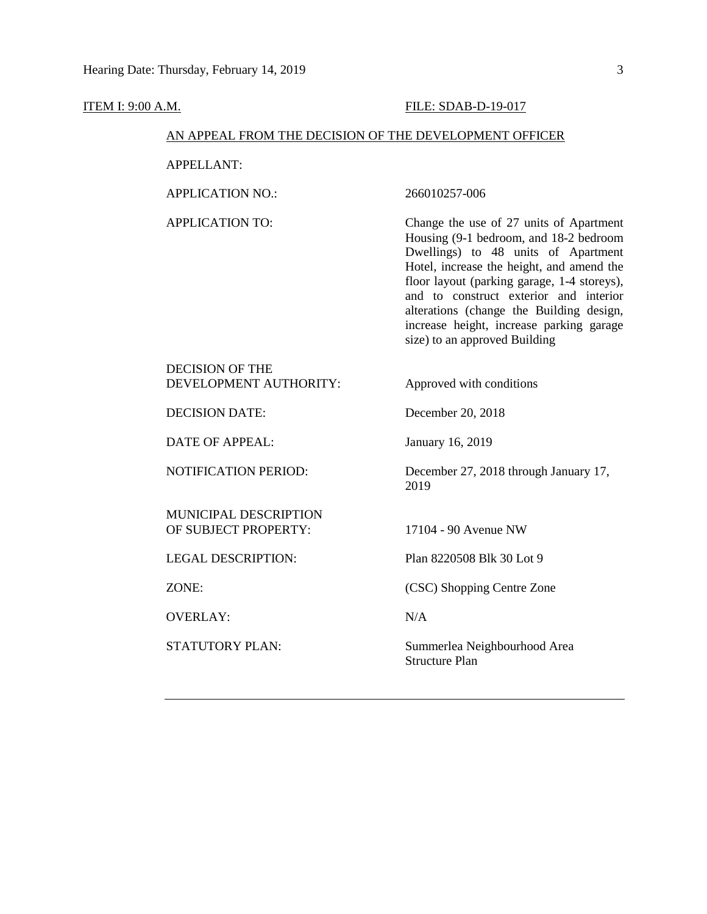ITEM I: 9:00 A.M. FILE: SDAB-D-19-017

AN APPEAL FROM THE DECISION OF THE DEVELOPMENT OFFICER

| | |
|---|---|
| APPELLANT: | |
| APPLICATION NO.: | 266010257-006 |
| APPLICATION TO: | Change the use of 27 units of Apartment Housing (9-1 bedroom, and 18-2 bedroom Dwellings) to 48 units of Apartment Hotel, increase the height, and amend the floor layout (parking garage, 1-4 storeys), and to construct exterior and interior alterations (change the Building design, increase height, increase parking garage size) to an approved Building |
| DECISION OF THE DEVELOPMENT AUTHORITY: | Approved with conditions |
| DECISION DATE: | December 20, 2018 |
| DATE OF APPEAL: | January 16, 2019 |
| NOTIFICATION PERIOD: | December 27, 2018 through January 17, 2019 |
| MUNICIPAL DESCRIPTION OF SUBJECT PROPERTY: | 17104 - 90 Avenue NW |
| LEGAL DESCRIPTION: | Plan 8220508 Blk 30 Lot 9 |
| ZONE: | (CSC) Shopping Centre Zone |
| OVERLAY: | N/A |
| STATUTORY PLAN: | Summerlea Neighbourhood Area Structure Plan |

---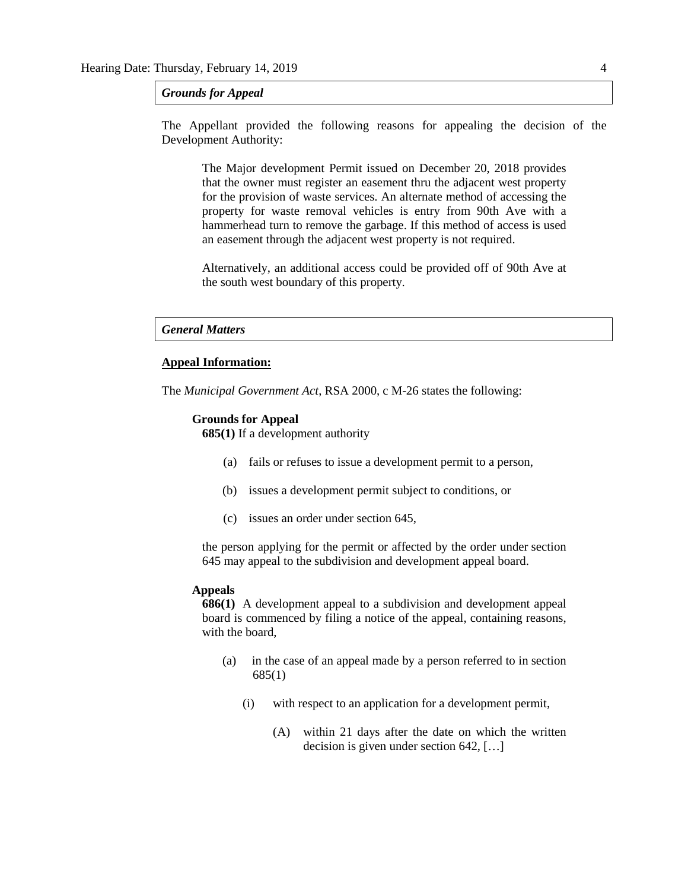### *Grounds for Appeal*

The Appellant provided the following reasons for appealing the decision of the Development Authority:

> The Major development Permit issued on December 20, 2018 provides that the owner must register an easement thru the adjacent west property for the provision of waste services. An alternate method of accessing the property for waste removal vehicles is entry from 90th Ave with a hammerhead turn to remove the garbage. If this method of access is used an easement through the adjacent west property is not required.
>
> Alternatively, an additional access could be provided off of 90th Ave at the south west boundary of this property.

### *General Matters*

**Appeal Information:**

The *Municipal Government Act*, RSA 2000, c M-26 states the following:

> **Grounds for Appeal**
> **685(1)** If a development authority
>
> (a) fails or refuses to issue a development permit to a person,
>
> (b) issues a development permit subject to conditions, or
>
> (c) issues an order under section 645,
>
> the person applying for the permit or affected by the order under section 645 may appeal to the subdivision and development appeal board.
>
> **Appeals**
> **686(1)** A development appeal to a subdivision and development appeal board is commenced by filing a notice of the appeal, containing reasons, with the board,
>
> (a) in the case of an appeal made by a person referred to in section 685(1)
>
> (i) with respect to an application for a development permit,
>
> (A) within 21 days after the date on which the written decision is given under section 642, […]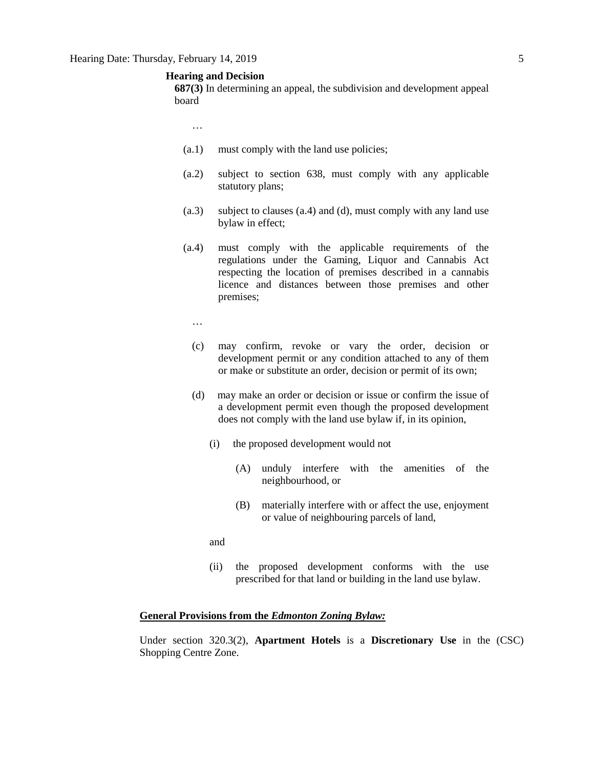**Hearing and Decision**

**687(3)** In determining an appeal, the subdivision and development appeal board

…

(a.1) must comply with the land use policies;

(a.2) subject to section 638, must comply with any applicable statutory plans;

(a.3) subject to clauses (a.4) and (d), must comply with any land use bylaw in effect;

(a.4) must comply with the applicable requirements of the regulations under the Gaming, Liquor and Cannabis Act respecting the location of premises described in a cannabis licence and distances between those premises and other premises;

…

(c) may confirm, revoke or vary the order, decision or development permit or any condition attached to any of them or make or substitute an order, decision or permit of its own;

(d) may make an order or decision or issue or confirm the issue of a development permit even though the proposed development does not comply with the land use bylaw if, in its opinion,

(i) the proposed development would not

(A) unduly interfere with the amenities of the neighbourhood, or

(B) materially interfere with or affect the use, enjoyment or value of neighbouring parcels of land,

and

(ii) the proposed development conforms with the use prescribed for that land or building in the land use bylaw.

**General Provisions from the *Edmonton Zoning Bylaw:***

Under section 320.3(2), **Apartment Hotels** is a **Discretionary Use** in the (CSC) Shopping Centre Zone.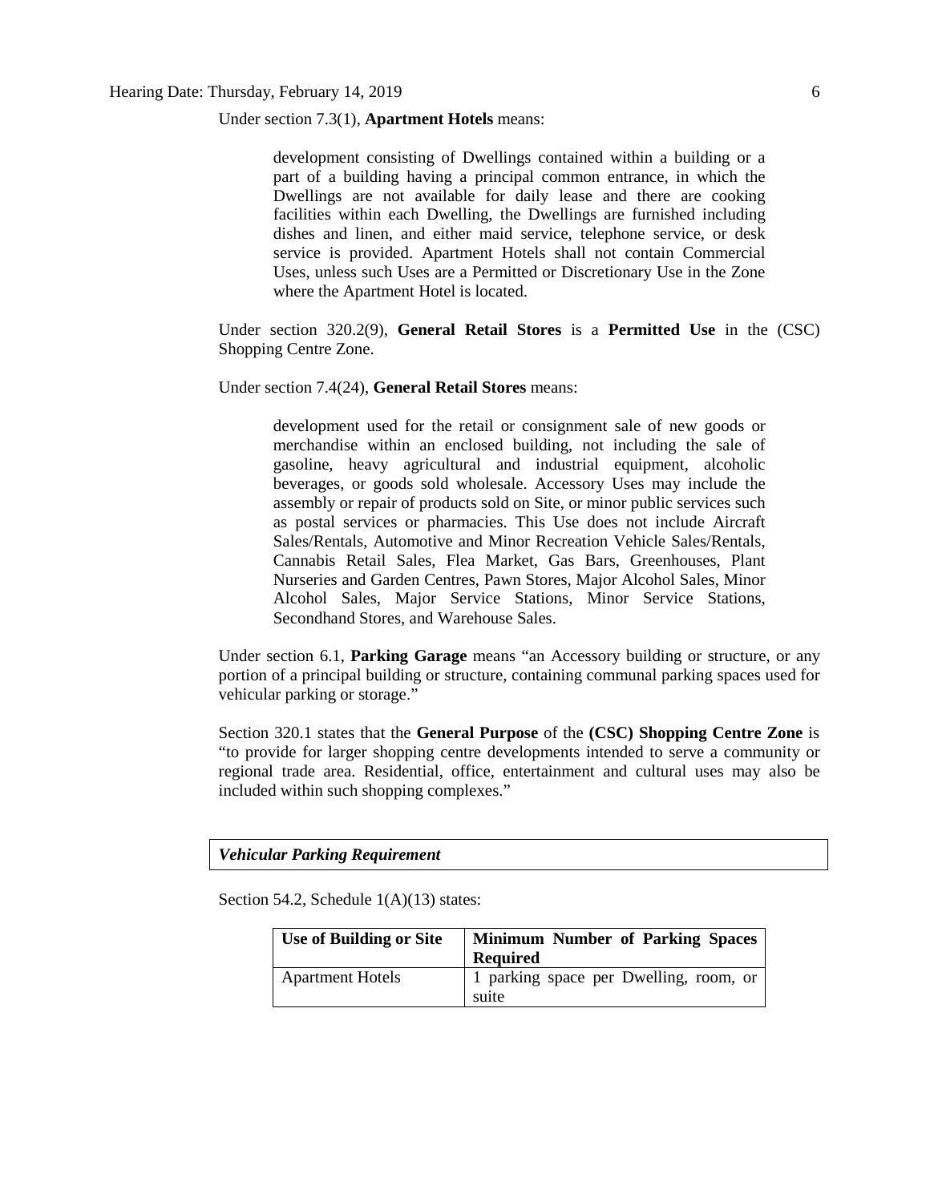Under section 7.3(1), **Apartment Hotels** means:

> development consisting of Dwellings contained within a building or a part of a building having a principal common entrance, in which the Dwellings are not available for daily lease and there are cooking facilities within each Dwelling, the Dwellings are furnished including dishes and linen, and either maid service, telephone service, or desk service is provided. Apartment Hotels shall not contain Commercial Uses, unless such Uses are a Permitted or Discretionary Use in the Zone where the Apartment Hotel is located.

Under section 320.2(9), **General Retail Stores** is a **Permitted Use** in the (CSC) Shopping Centre Zone.

Under section 7.4(24), **General Retail Stores** means:

> development used for the retail or consignment sale of new goods or merchandise within an enclosed building, not including the sale of gasoline, heavy agricultural and industrial equipment, alcoholic beverages, or goods sold wholesale. Accessory Uses may include the assembly or repair of products sold on Site, or minor public services such as postal services or pharmacies. This Use does not include Aircraft Sales/Rentals, Automotive and Minor Recreation Vehicle Sales/Rentals, Cannabis Retail Sales, Flea Market, Gas Bars, Greenhouses, Plant Nurseries and Garden Centres, Pawn Stores, Major Alcohol Sales, Minor Alcohol Sales, Major Service Stations, Minor Service Stations, Secondhand Stores, and Warehouse Sales.

Under section 6.1, **Parking Garage** means "an Accessory building or structure, or any portion of a principal building or structure, containing communal parking spaces used for vehicular parking or storage."

Section 320.1 states that the **General Purpose** of the **(CSC) Shopping Centre Zone** is "to provide for larger shopping centre developments intended to serve a community or regional trade area. Residential, office, entertainment and cultural uses may also be included within such shopping complexes."

***Vehicular Parking Requirement***

Section 54.2, Schedule 1(A)(13) states:

| Use of Building or Site | Minimum Number of Parking Spaces Required |
| --- | --- |
| Apartment Hotels | 1 parking space per Dwelling, room, or suite |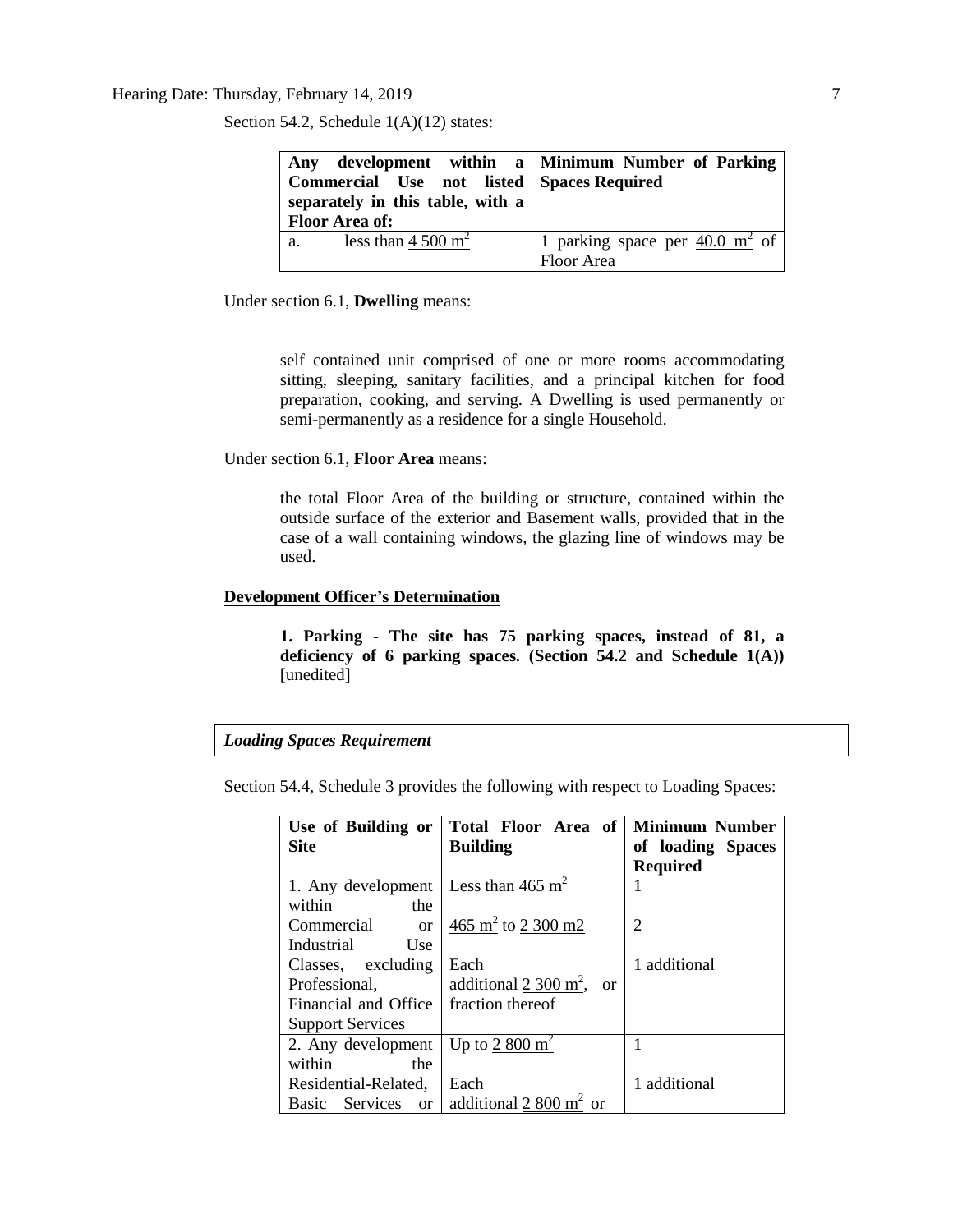Section 54.2, Schedule 1(A)(12) states:

| Any development within a Commercial Use not listed separately in this table, with a Floor Area of: | Minimum Number of Parking Spaces Required |
|---|---|
| a. less than 4 500 $m^2$ | 1 parking space per 40.0 $m^2$ of Floor Area |

Under section 6.1, **Dwelling** means:

> self contained unit comprised of one or more rooms accommodating sitting, sleeping, sanitary facilities, and a principal kitchen for food preparation, cooking, and serving. A Dwelling is used permanently or semi-permanently as a residence for a single Household.

Under section 6.1, **Floor Area** means:

> the total Floor Area of the building or structure, contained within the outside surface of the exterior and Basement walls, provided that in the case of a wall containing windows, the glazing line of windows may be used.

**Development Officer's Determination**

> **1. Parking - The site has 75 parking spaces, instead of 81, a deficiency of 6 parking spaces. (Section 54.2 and Schedule 1(A))** [unedited]

***Loading Spaces Requirement***

Section 54.4, Schedule 3 provides the following with respect to Loading Spaces:

| Use of Building or Site | Total Floor Area of Building | Minimum Number of loading Spaces Required |
|---|---|---|
| 1. Any development within the Commercial or Industrial Use Classes, excluding Professional, Financial and Office Support Services | Less than 465 $m^2$ | 1 |
| | 465 $m^2$ to 2 300 m2 | 2 |
| | Each additional 2 300 $m^2$, or fraction thereof | 1 additional |
| 2. Any development within the Residential-Related, Basic Services or | Up to 2 800 $m^2$ | 1 |
| | Each additional 2 800 $m^2$ or | 1 additional |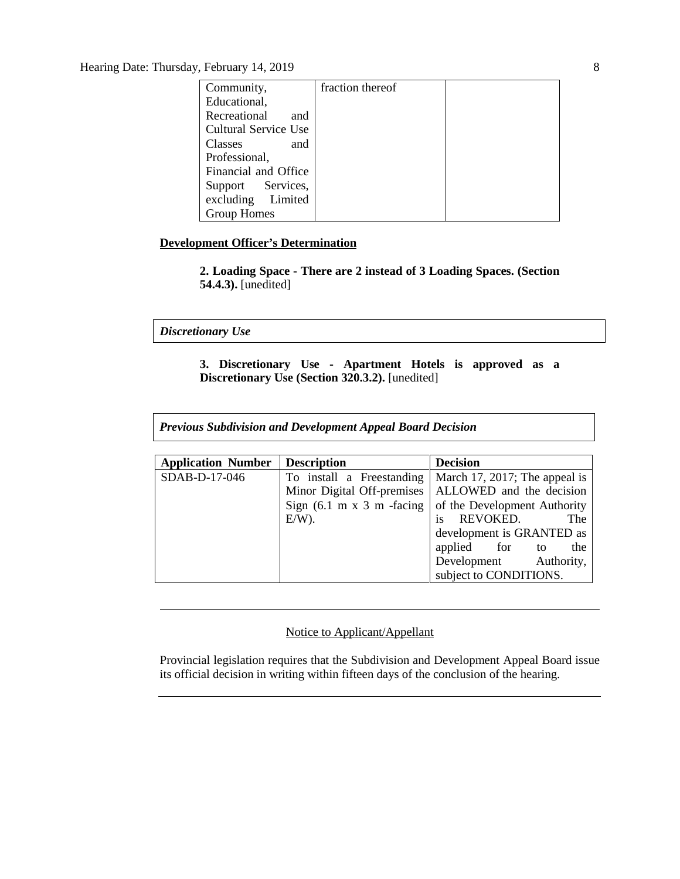| Community, Educational, Recreational and Cultural Service Use Classes and Professional, Financial and Office Support Services, excluding Limited Group Homes | fraction thereof | |
|---|---|---|

**Development Officer's Determination**

> **2. Loading Space - There are 2 instead of 3 Loading Spaces. (Section 54.4.3).** [unedited]

***Discretionary Use***

> **3. Discretionary Use - Apartment Hotels is approved as a Discretionary Use (Section 320.3.2).** [unedited]

***Previous Subdivision and Development Appeal Board Decision***

| Application Number | Description | Decision |
|---|---|---|
| SDAB-D-17-046 | To install a Freestanding Minor Digital Off-premises Sign (6.1 m x 3 m -facing E/W). | March 17, 2017; The appeal is ALLOWED and the decision of the Development Authority is REVOKED. The development is GRANTED as applied for to the Development Authority, subject to CONDITIONS. |

---

Notice to Applicant/Appellant

Provincial legislation requires that the Subdivision and Development Appeal Board issue its official decision in writing within fifteen days of the conclusion of the hearing.

---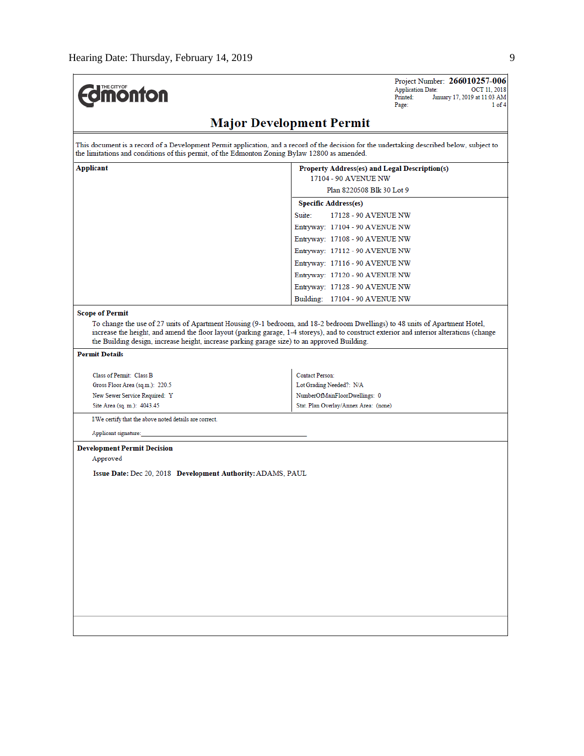Project Number: **266010257-006**
Application Date: OCT 11, 2018
Printed: January 17, 2019 at 11:03 AM
Page: 1 of 4

# Major Development Permit

This document is a record of a Development Permit application, and a record of the decision for the undertaking described below, subject to the limitations and conditions of this permit, of the Edmonton Zoning Bylaw 12800 as amended.

| **Applicant** | **Property Address(es) and Legal Description(s)** |
|---|---|
| | 17104 - 90 AVENUE NW |
| | Plan 8220508 Blk 30 Lot 9 |

**Specific Address(es)**

| | |
|---|---|
| Suite: | 17128 - 90 AVENUE NW |
| Entryway: | 17104 - 90 AVENUE NW |
| Entryway: | 17108 - 90 AVENUE NW |
| Entryway: | 17112 - 90 AVENUE NW |
| Entryway: | 17116 - 90 AVENUE NW |
| Entryway: | 17120 - 90 AVENUE NW |
| Entryway: | 17128 - 90 AVENUE NW |
| Building: | 17104 - 90 AVENUE NW |

**Scope of Permit**

To change the use of 27 units of Apartment Housing (9-1 bedroom, and 18-2 bedroom Dwellings) to 48 units of Apartment Hotel, increase the height, and amend the floor layout (parking garage, 1-4 storeys), and to construct exterior and interior alterations (change the Building design, increase height, increase parking garage size) to an approved Building.

**Permit Details**

| | |
|---|---|
| Class of Permit: Class B | Contact Person: |
| Gross Floor Area (sq.m.): 220.5 | Lot Grading Needed?: N/A |
| New Sewer Service Required: Y | NumberOfMainFloorDwellings: 0 |
| Site Area (sq. m.): 4043.45 | Stat. Plan Overlay/Annex Area: (none) |

I/We certify that the above noted details are correct.

Applicant signature:_______________________________________________

**Development Permit Decision**

Approved

**Issue Date:** Dec 20, 2018 **Development Authority:** ADAMS, PAUL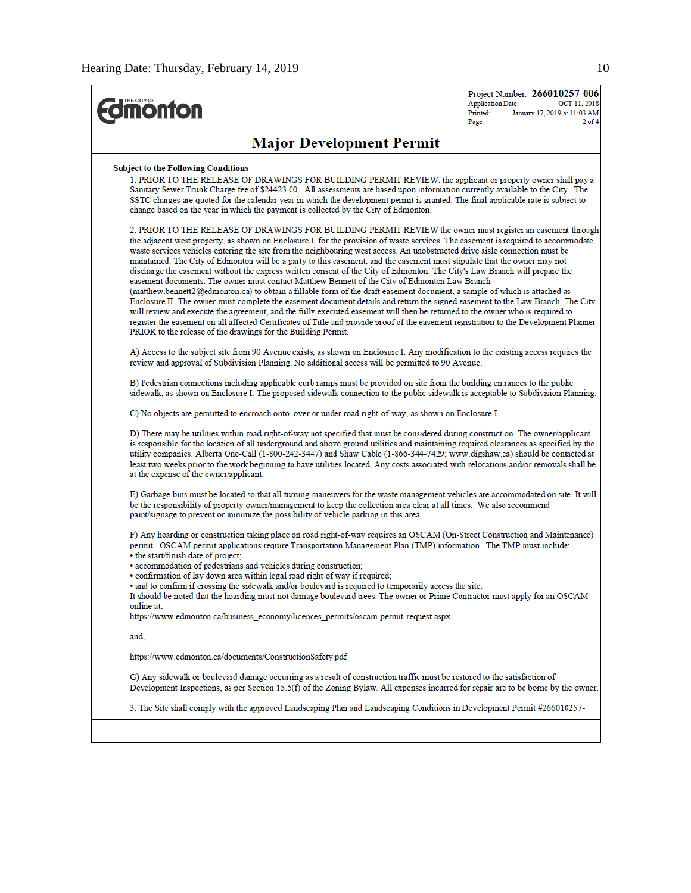Project Number: **266010257-006**
Application Date: OCT 11, 2018
Printed: January 17, 2019 at 11:03 AM
Page: 2 of 4

# Major Development Permit

**Subject to the Following Conditions**

1. PRIOR TO THE RELEASE OF DRAWINGS FOR BUILDING PERMIT REVIEW, the applicant or property owner shall pay a Sanitary Sewer Trunk Charge fee of $24423.00. All assessments are based upon information currently available to the City. The SSTC charges are quoted for the calendar year in which the development permit is granted. The final applicable rate is subject to change based on the year in which the payment is collected by the City of Edmonton.

2. PRIOR TO THE RELEASE OF DRAWINGS FOR BUILDING PERMIT REVIEW the owner must register an easement through the adjacent west property, as shown on Enclosure I, for the provision of waste services. The easement is required to accommodate waste services vehicles entering the site from the neighbouring west access. An unobstructed drive aisle connection must be maintained. The City of Edmonton will be a party to this easement, and the easement must stipulate that the owner may not discharge the easement without the express written consent of the City of Edmonton. The City's Law Branch will prepare the easement documents. The owner must contact Matthew Bennett of the City of Edmonton Law Branch (matthew.bennett2@edmonton.ca) to obtain a fillable form of the draft easement document, a sample of which is attached as Enclosure II. The owner must complete the easement document details and return the signed easement to the Law Branch. The City will review and execute the agreement, and the fully executed easement will then be returned to the owner who is required to register the easement on all affected Certificates of Title and provide proof of the easement registration to the Development Planner PRIOR to the release of the drawings for the Building Permit.

A) Access to the subject site from 90 Avenue exists, as shown on Enclosure I. Any modification to the existing access requires the review and approval of Subdivision Planning. No additional access will be permitted to 90 Avenue.

B) Pedestrian connections including applicable curb ramps must be provided on site from the building entrances to the public sidewalk, as shown on Enclosure I. The proposed sidewalk connection to the public sidewalk is acceptable to Subdivision Planning.

C) No objects are permitted to encroach onto, over or under road right-of-way, as shown on Enclosure I.

D) There may be utilities within road right-of-way not specified that must be considered during construction. The owner/applicant is responsible for the location of all underground and above ground utilities and maintaining required clearances as specified by the utility companies. Alberta One-Call (1-800-242-3447) and Shaw Cable (1-866-344-7429; www.digshaw.ca) should be contacted at least two weeks prior to the work beginning to have utilities located. Any costs associated with relocations and/or removals shall be at the expense of the owner/applicant.

E) Garbage bins must be located so that all turning maneuvers for the waste management vehicles are accommodated on site. It will be the responsibility of property owner/management to keep the collection area clear at all times. We also recommend paint/signage to prevent or minimize the possibility of vehicle parking in this area.

F) Any hoarding or construction taking place on road right-of-way requires an OSCAM (On-Street Construction and Maintenance) permit. OSCAM permit applications require Transportation Management Plan (TMP) information. The TMP must include:
- the start/finish date of project;
- accommodation of pedestrians and vehicles during construction;
- confirmation of lay down area within legal road right of way if required;
- and to confirm if crossing the sidewalk and/or boulevard is required to temporarily access the site.

It should be noted that the hoarding must not damage boulevard trees. The owner or Prime Contractor must apply for an OSCAM online at:
https://www.edmonton.ca/business_economy/licences_permits/oscam-permit-request.aspx

and,

https://www.edmonton.ca/documents/ConstructionSafety.pdf

G) Any sidewalk or boulevard damage occurring as a result of construction traffic must be restored to the satisfaction of Development Inspections, as per Section 15.5(f) of the Zoning Bylaw. All expenses incurred for repair are to be borne by the owner.

3. The Site shall comply with the approved Landscaping Plan and Landscaping Conditions in Development Permit #266010257-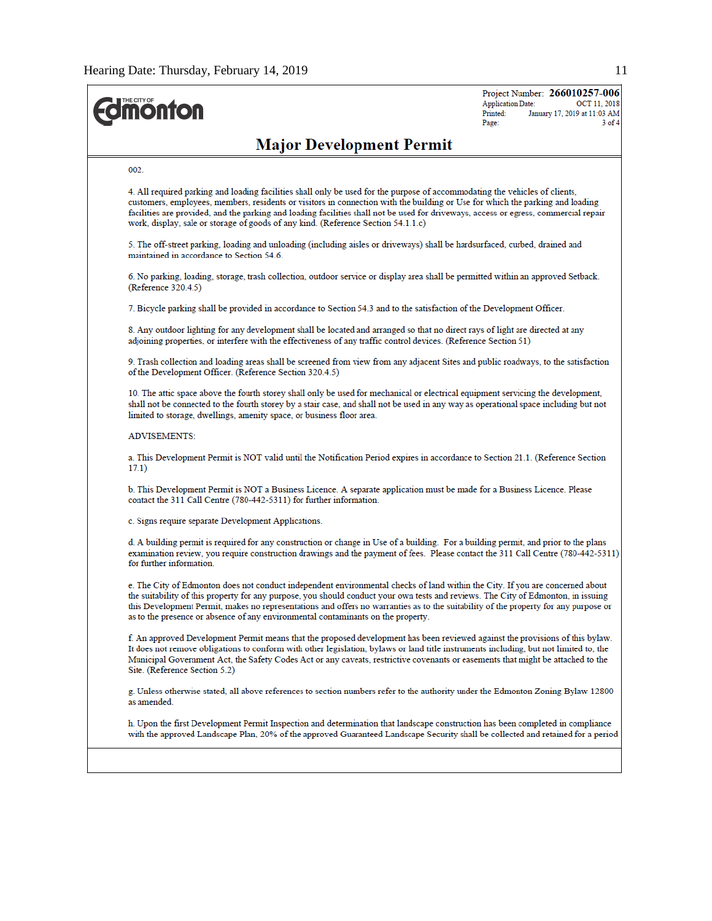Project Number: **266010257-006**
Application Date: OCT 11, 2018
Printed: January 17, 2019 at 11:03 AM

# Major Development Permit

002.

4. All required parking and loading facilities shall only be used for the purpose of accommodating the vehicles of clients, customers, employees, members, residents or visitors in connection with the building or Use for which the parking and loading facilities are provided, and the parking and loading facilities shall not be used for driveways, access or egress, commercial repair work, display, sale or storage of goods of any kind. (Reference Section 54.1.1.c)

5. The off-street parking, loading and unloading (including aisles or driveways) shall be hardsurfaced, curbed, drained and maintained in accordance to Section 54.6.

6. No parking, loading, storage, trash collection, outdoor service or display area shall be permitted within an approved Setback. (Reference 320.4.5)

7. Bicycle parking shall be provided in accordance to Section 54.3 and to the satisfaction of the Development Officer.

8. Any outdoor lighting for any development shall be located and arranged so that no direct rays of light are directed at any adjoining properties, or interfere with the effectiveness of any traffic control devices. (Reference Section 51)

9. Trash collection and loading areas shall be screened from view from any adjacent Sites and public roadways, to the satisfaction of the Development Officer. (Reference Section 320.4.5)

10. The attic space above the fourth storey shall only be used for mechanical or electrical equipment servicing the development, shall not be connected to the fourth storey by a stair case, and shall not be used in any way as operational space including but not limited to storage, dwellings, amenity space, or business floor area.

ADVISEMENTS:

a. This Development Permit is NOT valid until the Notification Period expires in accordance to Section 21.1. (Reference Section 17.1)

b. This Development Permit is NOT a Business Licence. A separate application must be made for a Business Licence. Please contact the 311 Call Centre (780-442-5311) for further information.

c. Signs require separate Development Applications.

d. A building permit is required for any construction or change in Use of a building. For a building permit, and prior to the plans examination review, you require construction drawings and the payment of fees. Please contact the 311 Call Centre (780-442-5311) for further information.

e. The City of Edmonton does not conduct independent environmental checks of land within the City. If you are concerned about the suitability of this property for any purpose, you should conduct your own tests and reviews. The City of Edmonton, in issuing this Development Permit, makes no representations and offers no warranties as to the suitability of the property for any purpose or as to the presence or absence of any environmental contaminants on the property.

f. An approved Development Permit means that the proposed development has been reviewed against the provisions of this bylaw. It does not remove obligations to conform with other legislation, bylaws or land title instruments including, but not limited to, the Municipal Government Act, the Safety Codes Act or any caveats, restrictive covenants or easements that might be attached to the Site. (Reference Section 5.2)

g. Unless otherwise stated, all above references to section numbers refer to the authority under the Edmonton Zoning Bylaw 12800 as amended.

h. Upon the first Development Permit Inspection and determination that landscape construction has been completed in compliance with the approved Landscape Plan, 20% of the approved Guaranteed Landscape Security shall be collected and retained for a period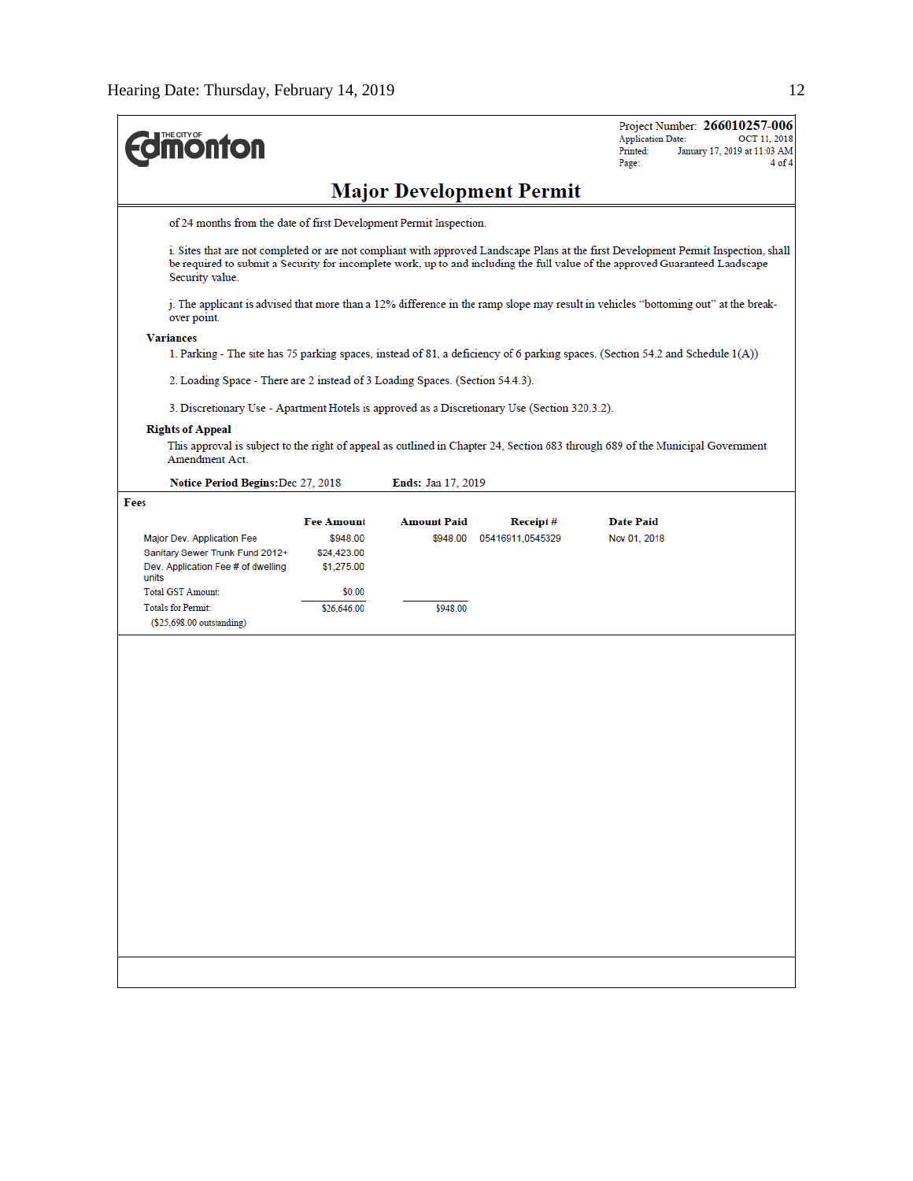Project Number: **266010257-006**
Application Date: OCT 11, 2018
Printed: January 17, 2019 at 11:03 AM

# Major Development Permit

of 24 months from the date of first Development Permit Inspection.

i. Sites that are not completed or are not compliant with approved Landscape Plans at the first Development Permit Inspection, shall be required to submit a Security for incomplete work, up to and including the full value of the approved Guaranteed Landscape Security value.

j. The applicant is advised that more than a 12% difference in the ramp slope may result in vehicles "bottoming out" at the break-over point.

**Variances**

1. Parking - The site has 75 parking spaces, instead of 81, a deficiency of 6 parking spaces. (Section 54.2 and Schedule 1(A))

2. Loading Space - There are 2 instead of 3 Loading Spaces. (Section 54.4.3).

3. Discretionary Use - Apartment Hotels is approved as a Discretionary Use (Section 320.3.2).

**Rights of Appeal**

This approval is subject to the right of appeal as outlined in Chapter 24, Section 683 through 689 of the Municipal Government Amendment Act.

**Notice Period Begins:** Dec 27, 2018 **Ends:** Jan 17, 2019

**Fees**

| | Fee Amount | Amount Paid | Receipt # | Date Paid |
|---|---|---|---|---|
| Major Dev. Application Fee | $948.00 | $948.00 | 05416911,0545329 | Nov 01, 2018 |
| Sanitary Sewer Trunk Fund 2012+ | $24,423.00 | | | |
| Dev. Application Fee # of dwelling units | $1,275.00 | | | |
| Total GST Amount: | $0.00 | | | |
| Totals for Permit: | $26,646.00 | $948.00 | | |
| ($25,698.00 outstanding) | | | | |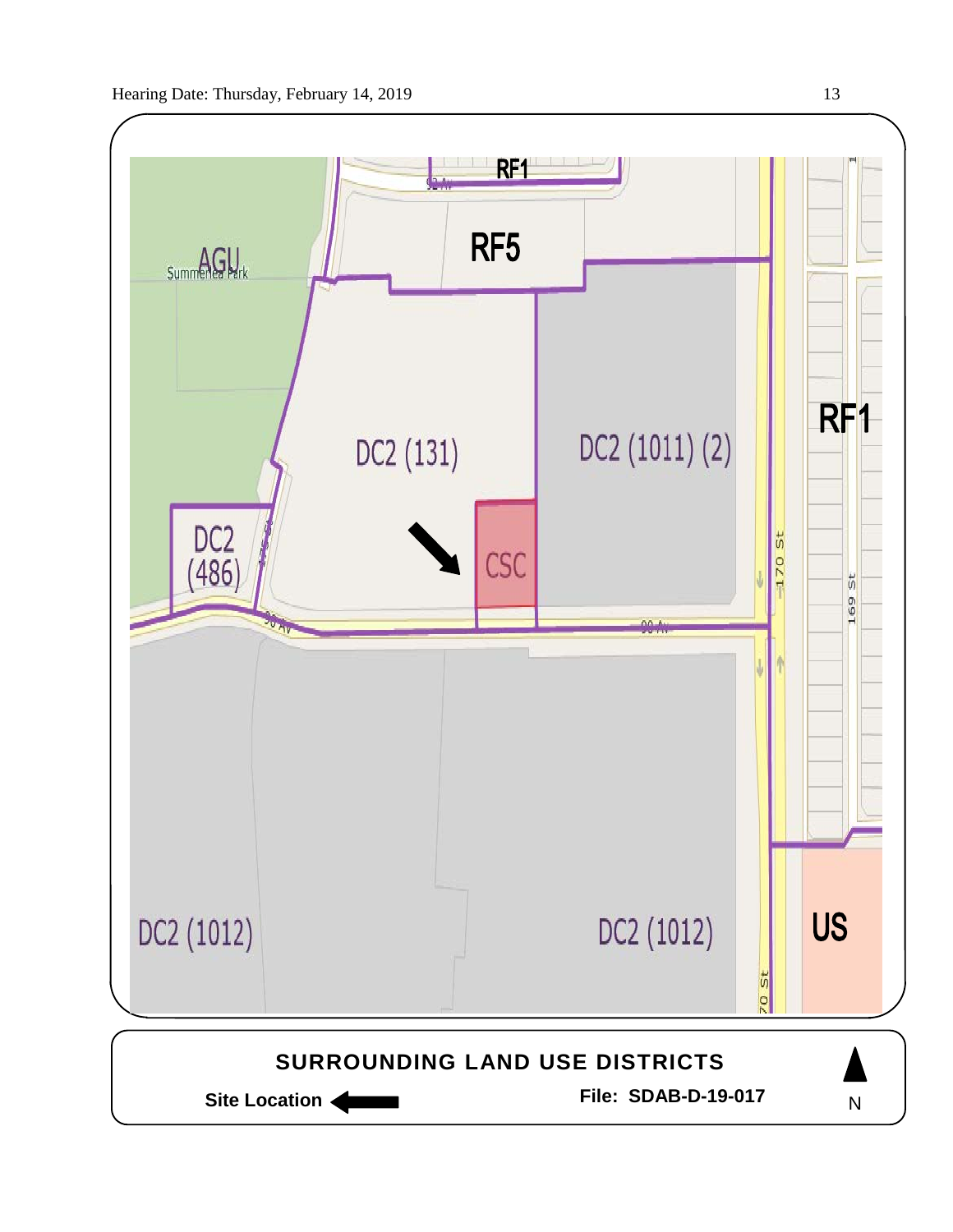RF1

RF5

AGU

Summerlea Park

DC2 (131)

DC2 (1011) (2)

RF1

DC2 (486)

CSC

90 Av

170 St

169 St

DC2 (1012)

DC2 (1012)

US

**SURROUNDING LAND USE DISTRICTS**

**Site Location** ←

**File: SDAB-D-19-017**

N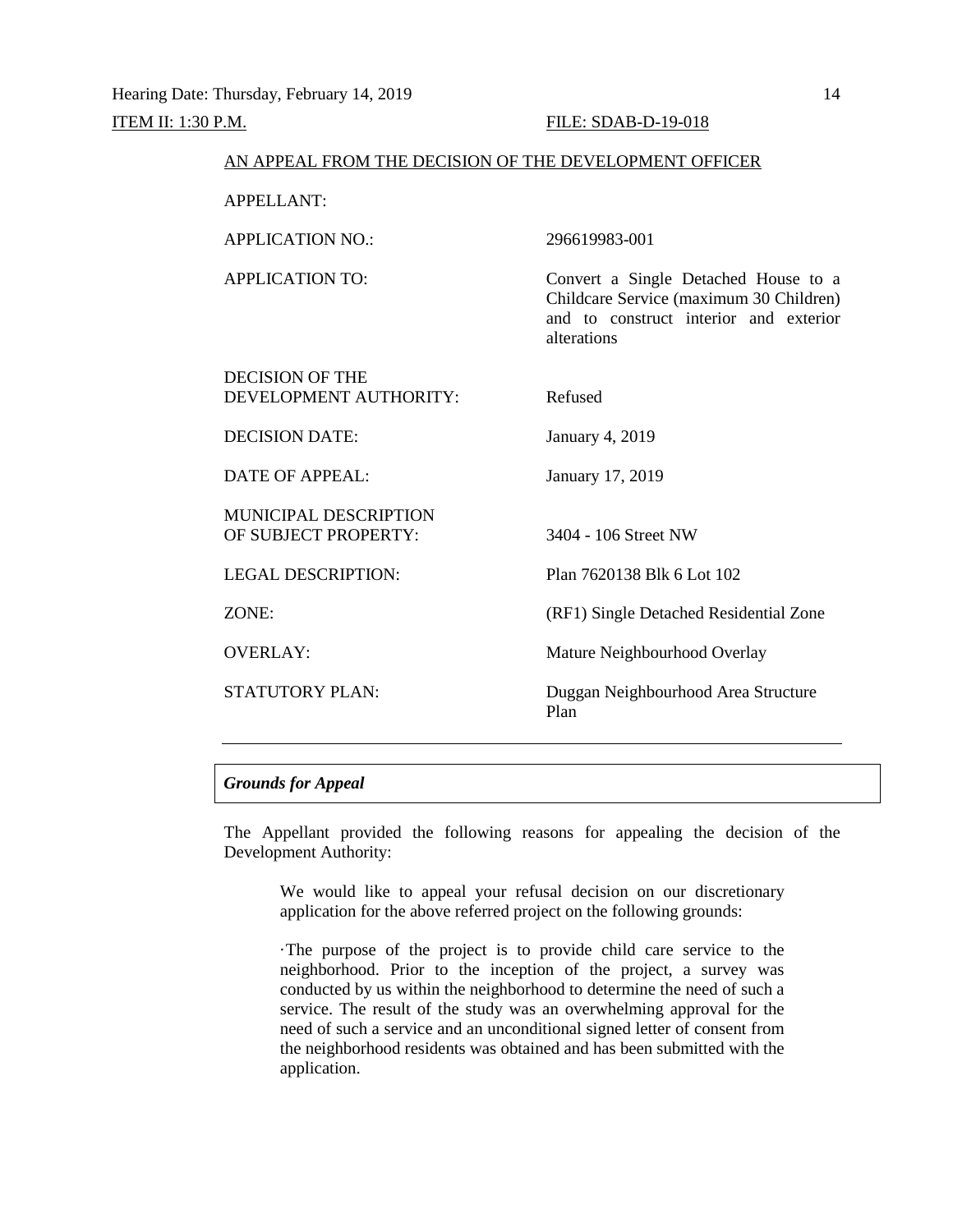Hearing Date: Thursday, February 14, 2019

ITEM II: 1:30 P.M. FILE: SDAB-D-19-018

AN APPEAL FROM THE DECISION OF THE DEVELOPMENT OFFICER

| | |
|---|---|
| APPELLANT: | |
| APPLICATION NO.: | 296619983-001 |
| APPLICATION TO: | Convert a Single Detached House to a Childcare Service (maximum 30 Children) and to construct interior and exterior alterations |
| DECISION OF THE DEVELOPMENT AUTHORITY: | Refused |
| DECISION DATE: | January 4, 2019 |
| DATE OF APPEAL: | January 17, 2019 |
| MUNICIPAL DESCRIPTION OF SUBJECT PROPERTY: | 3404 - 106 Street NW |
| LEGAL DESCRIPTION: | Plan 7620138 Blk 6 Lot 102 |
| ZONE: | (RF1) Single Detached Residential Zone |
| OVERLAY: | Mature Neighbourhood Overlay |
| STATUTORY PLAN: | Duggan Neighbourhood Area Structure Plan |

---

### *Grounds for Appeal*

The Appellant provided the following reasons for appealing the decision of the Development Authority:

> We would like to appeal your refusal decision on our discretionary application for the above referred project on the following grounds:
>
> ·The purpose of the project is to provide child care service to the neighborhood. Prior to the inception of the project, a survey was conducted by us within the neighborhood to determine the need of such a service. The result of the study was an overwhelming approval for the need of such a service and an unconditional signed letter of consent from the neighborhood residents was obtained and has been submitted with the application.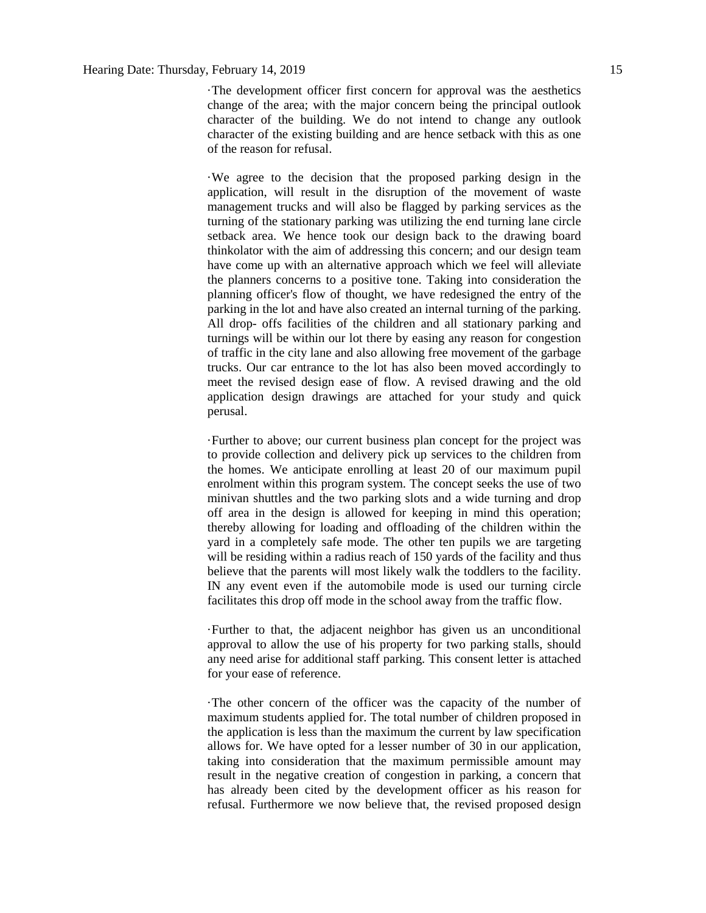·The development officer first concern for approval was the aesthetics change of the area; with the major concern beeing the principal outlook character of the building. We do not intend to change any outlook character of the existing building and are hence setback with this as one of the reason for refusal.

·We agree to the decision that the proposed parking design in the application, will result in the disruption of the movement of waste management trucks and will also be flagged by parking services as the turning of the stationary parking was utilizing the end turning lane circle setback area. We hence took our design back to the drawing board thinkolator with the aim of addressing this concern; and our design team have come up with an alternative approach which we feel will alleviate the planners concerns to a positive tone. Taking into consideration the planning officer's flow of thought, we have redesigned the entry of the parking in the lot and have also created an internal turning of the parking. All drop- offs facilities of the children and all stationary parking and turnings will be within our lot there by easing any reason for congestion of traffic in the city lane and also allowing free movement of the garbage trucks. Our car entrance to the lot has also been moved accordingly to meet the revised design ease of flow. A revised drawing and the old application design drawings are attached for your study and quick perusal.

·Further to above; our current business plan concept for the project was to provide collection and delivery pick up services to the children from the homes. We anticipate enrolling at least 20 of our maximum pupil enrolment within this program system. The concept seeks the use of two minivan shuttles and the two parking slots and a wide turning and drop off area in the design is allowed for keeping in mind this operation; thereby allowing for loading and offloading of the children within the yard in a completely safe mode. The other ten pupils we are targeting will be residing within a radius reach of 150 yards of the facility and thus believe that the parents will most likely walk the toddlers to the facility. IN any event even if the automobile mode is used our turning circle facilitates this drop off mode in the school away from the traffic flow.

·Further to that, the adjacent neighbor has given us an unconditional approval to allow the use of his property for two parking stalls, should any need arise for additional staff parking. This consent letter is attached for your ease of reference.

·The other concern of the officer was the capacity of the number of maximum students applied for. The total number of children proposed in the application is less than the maximum the current by law specification allows for. We have opted for a lesser number of 30 in our application, taking into consideration that the maximum permissible amount may result in the negative creation of congestion in parking, a concern that has already been cited by the development officer as his reason for refusal. Furthermore we now believe that, the revised proposed design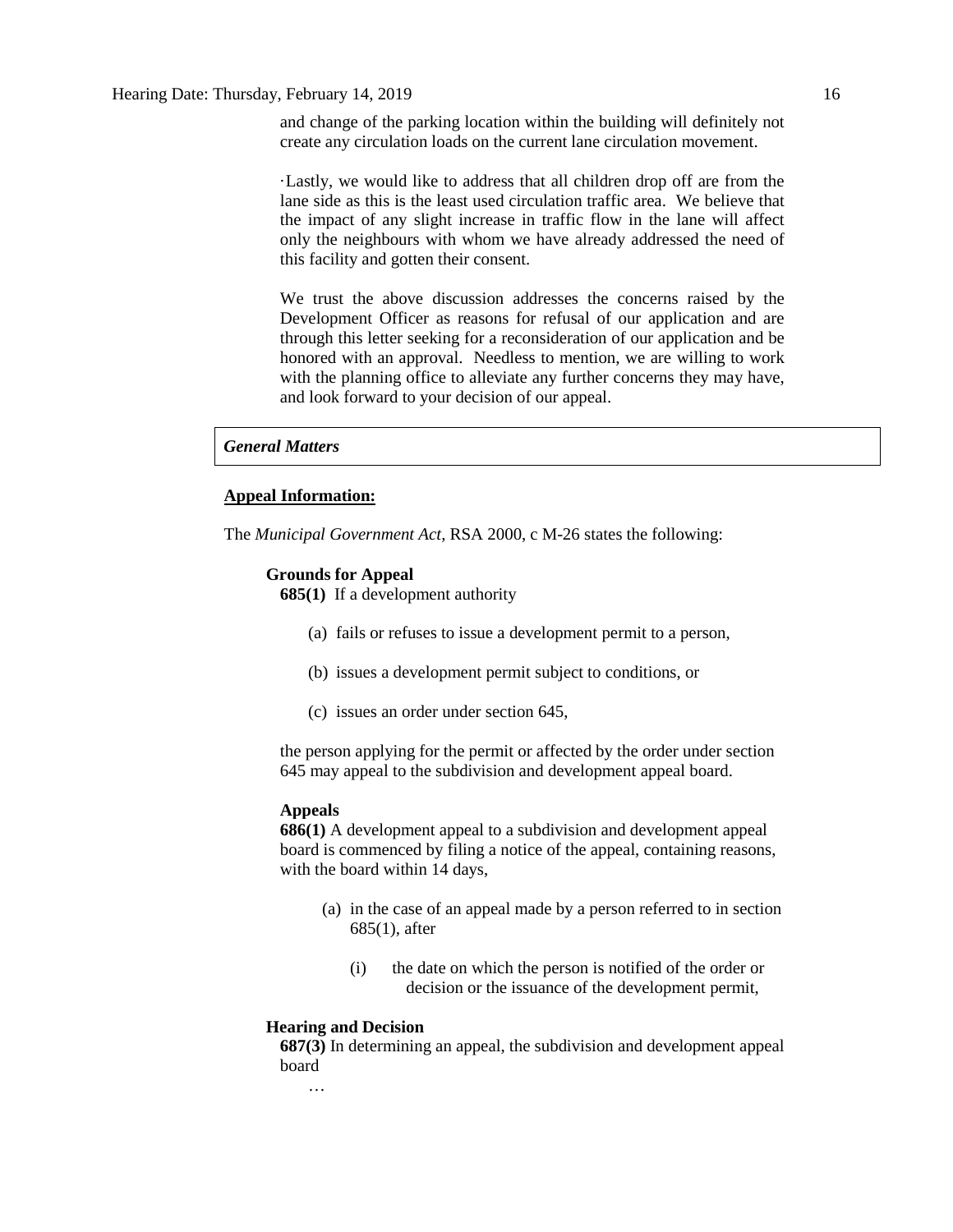and change of the parking location within the building will definitely not create any circulation loads on the current lane circulation movement.

·Lastly, we would like to address that all children drop off are from the lane side as this is the least used circulation traffic area. We believe that the impact of any slight increase in traffic flow in the lane will affect only the neighbours with whom we have already addressed the need of this facility and gotten their consent.

We trust the above discussion addresses the concerns raised by the Development Officer as reasons for refusal of our application and are through this letter seeking for a reconsideration of our application and be honored with an approval. Needless to mention, we are willing to work with the planning office to alleviate any further concerns they may have, and look forward to your decision of our appeal.

***General Matters***

**Appeal Information:**

The *Municipal Government Act*, RSA 2000, c M-26 states the following:

**Grounds for Appeal**

**685(1)** If a development authority

(a) fails or refuses to issue a development permit to a person,

(b) issues a development permit subject to conditions, or

(c) issues an order under section 645,

the person applying for the permit or affected by the order under section 645 may appeal to the subdivision and development appeal board.

**Appeals**

**686(1)** A development appeal to a subdivision and development appeal board is commenced by filing a notice of the appeal, containing reasons, with the board within 14 days,

(a) in the case of an appeal made by a person referred to in section 685(1), after

(i) the date on which the person is notified of the order or decision or the issuance of the development permit,

**Hearing and Decision**

**687(3)** In determining an appeal, the subdivision and development appeal board

…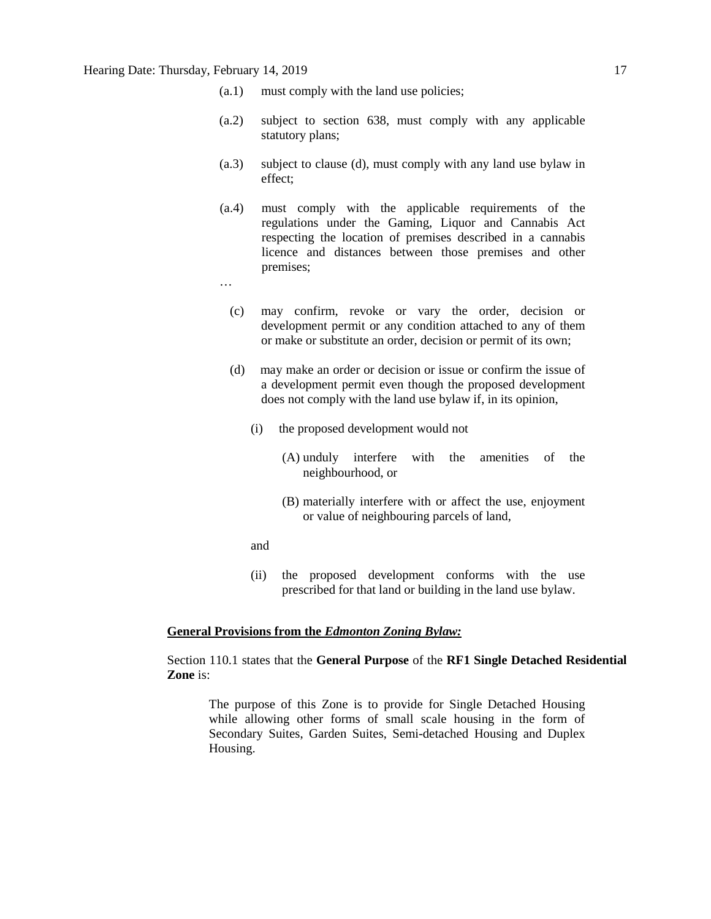(a.1) must comply with the land use policies;

(a.2) subject to section 638, must comply with any applicable statutory plans;

(a.3) subject to clause (d), must comply with any land use bylaw in effect;

(a.4) must comply with the applicable requirements of the regulations under the Gaming, Liquor and Cannabis Act respecting the location of premises described in a cannabis licence and distances between those premises and other premises;

…

(c) may confirm, revoke or vary the order, decision or development permit or any condition attached to any of them or make or substitute an order, decision or permit of its own;

(d) may make an order or decision or issue or confirm the issue of a development permit even though the proposed development does not comply with the land use bylaw if, in its opinion,

(i) the proposed development would not

(A) unduly interfere with the amenities of the neighbourhood, or

(B) materially interfere with or affect the use, enjoyment or value of neighbouring parcels of land,

and

(ii) the proposed development conforms with the use prescribed for that land or building in the land use bylaw.

**General Provisions from the *Edmonton Zoning Bylaw:***

Section 110.1 states that the **General Purpose** of the **RF1 Single Detached Residential Zone** is:

> The purpose of this Zone is to provide for Single Detached Housing while allowing other forms of small scale housing in the form of Secondary Suites, Garden Suites, Semi-detached Housing and Duplex Housing.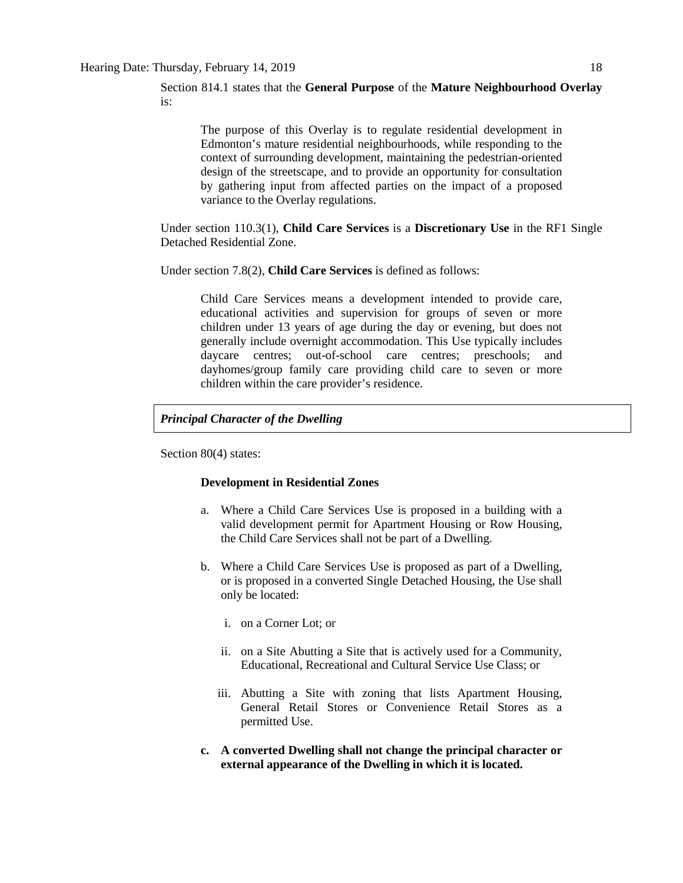Section 814.1 states that the **General Purpose** of the **Mature Neighbourhood Overlay** is:

> The purpose of this Overlay is to regulate residential development in Edmonton's mature residential neighbourhoods, while responding to the context of surrounding development, maintaining the pedestrian-oriented design of the streetscape, and to provide an opportunity for consultation by gathering input from affected parties on the impact of a proposed variance to the Overlay regulations.

Under section 110.3(1), **Child Care Services** is a **Discretionary Use** in the RF1 Single Detached Residential Zone.

Under section 7.8(2), **Child Care Services** is defined as follows:

> Child Care Services means a development intended to provide care, educational activities and supervision for groups of seven or more children under 13 years of age during the day or evening, but does not generally include overnight accommodation. This Use typically includes daycare centres; out-of-school care centres; preschools; and dayhomes/group family care providing child care to seven or more children within the care provider's residence.

***Principal Character of the Dwelling***

Section 80(4) states:

> **Development in Residential Zones**
>
> a. Where a Child Care Services Use is proposed in a building with a valid development permit for Apartment Housing or Row Housing, the Child Care Services shall not be part of a Dwelling.
>
> b. Where a Child Care Services Use is proposed as part of a Dwelling, or is proposed in a converted Single Detached Housing, the Use shall only be located:
>
>    i. on a Corner Lot; or
>
>    ii. on a Site Abutting a Site that is actively used for a Community, Educational, Recreational and Cultural Service Use Class; or
>
>    iii. Abutting a Site with zoning that lists Apartment Housing, General Retail Stores or Convenience Retail Stores as a permitted Use.
>
> **c. A converted Dwelling shall not change the principal character or external appearance of the Dwelling in which it is located.**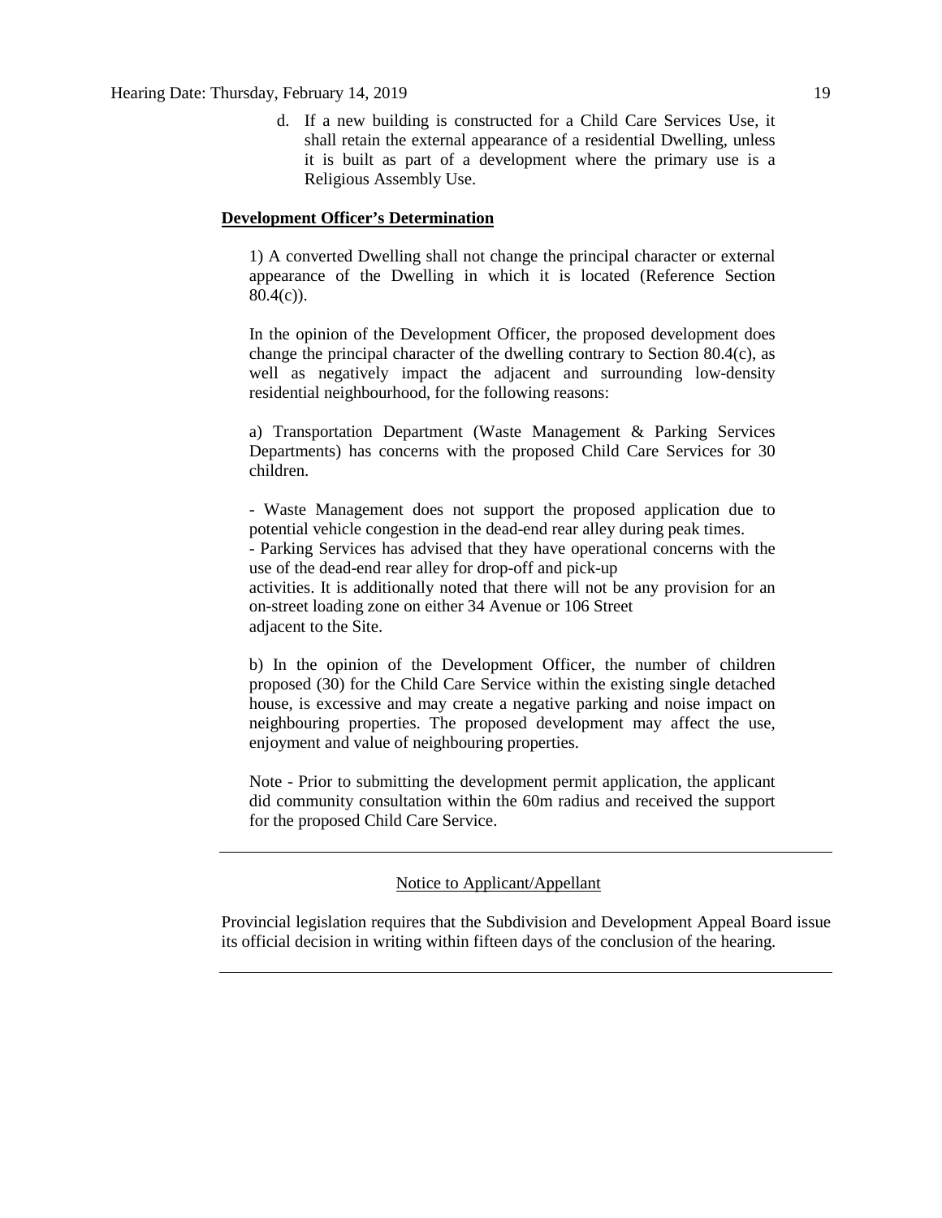d. If a new building is constructed for a Child Care Services Use, it shall retain the external appearance of a residential Dwelling, unless it is built as part of a development where the primary use is a Religious Assembly Use.

**Development Officer's Determination**

1) A converted Dwelling shall not change the principal character or external appearance of the Dwelling in which it is located (Reference Section 80.4(c)).

In the opinion of the Development Officer, the proposed development does change the principal character of the dwelling contrary to Section 80.4(c), as well as negatively impact the adjacent and surrounding low-density residential neighbourhood, for the following reasons:

a) Transportation Department (Waste Management & Parking Services Departments) has concerns with the proposed Child Care Services for 30 children.

- Waste Management does not support the proposed application due to potential vehicle congestion in the dead-end rear alley during peak times.
- Parking Services has advised that they have operational concerns with the use of the dead-end rear alley for drop-off and pick-up activities. It is additionally noted that there will not be any provision for an on-street loading zone on either 34 Avenue or 106 Street adjacent to the Site.

b) In the opinion of the Development Officer, the number of children proposed (30) for the Child Care Service within the existing single detached house, is excessive and may create a negative parking and noise impact on neighbouring properties. The proposed development may affect the use, enjoyment and value of neighbouring properties.

Note - Prior to submitting the development permit application, the applicant did community consultation within the 60m radius and received the support for the proposed Child Care Service.

---

Notice to Applicant/Appellant

Provincial legislation requires that the Subdivision and Development Appeal Board issue its official decision in writing within fifteen days of the conclusion of the hearing.

---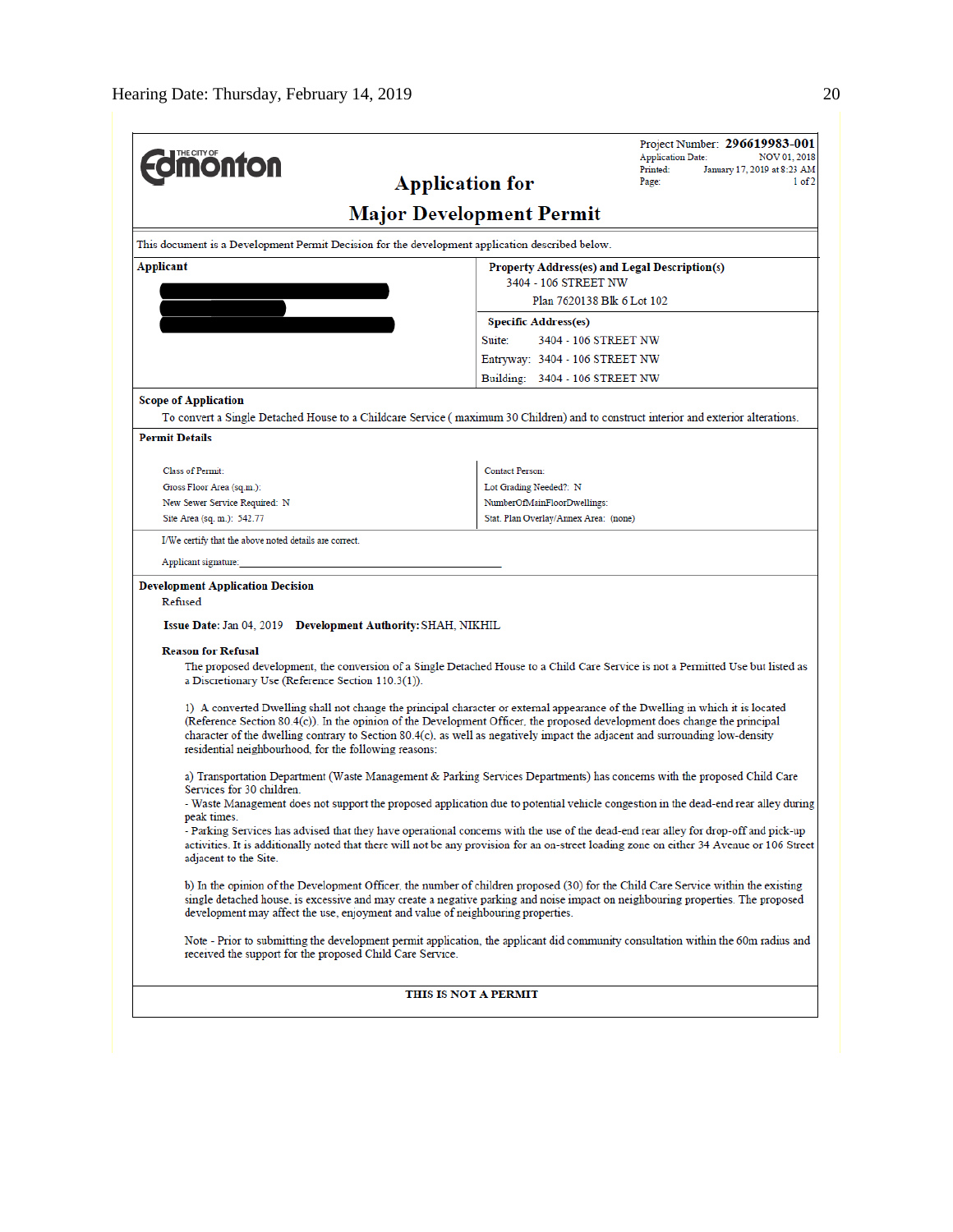THE CITY OF Edmonton

# Application for Major Development Permit

Project Number: **296619983-001**
Application Date: NOV 01, 2018
Printed: January 17, 2019 at 8:23 AM
Page: 1 of 2

This document is a Development Permit Decision for the development application described below.

| Applicant | Property Address(es) and Legal Description(s) |
|---|---|
| | 3404 - 106 STREET NW<br>Plan 7620138 Blk 6 Lot 102 |
| | **Specific Address(es)**<br>Suite: 3404 - 106 STREET NW<br>Entryway: 3404 - 106 STREET NW<br>Building: 3404 - 106 STREET NW |

**Scope of Application**

To convert a Single Detached House to a Childcare Service ( maximum 30 Children) and to construct interior and exterior alterations.

**Permit Details**

| | |
|---|---|
| Class of Permit: | Contact Person: |
| Gross Floor Area (sq.m.): | Lot Grading Needed?: N |
| New Sewer Service Required: N | NumberOfMainFloorDwellings: |
| Site Area (sq. m.): 542.77 | Stat. Plan Overlay/Annex Area: (none) |

I/We certify that the above noted details are correct.

Applicant signature:

**Development Application Decision**

Refused

**Issue Date:** Jan 04, 2019 **Development Authority:** SHAH, NIKHIL

**Reason for Refusal**

The proposed development, the conversion of a Single Detached House to a Child Care Service is not a Permitted Use but listed as a Discretionary Use (Reference Section 110.3(1)).

1) A converted Dwelling shall not change the principal character or external appearance of the Dwelling in which it is located (Reference Section 80.4(c)). In the opinion of the Development Officer, the proposed development does change the principal character of the dwelling contrary to Section 80.4(c), as well as negatively impact the adjacent and surrounding low-density residential neighbourhood, for the following reasons:

a) Transportation Department (Waste Management & Parking Services Departments) has concerns with the proposed Child Care Services for 30 children.
- Waste Management does not support the proposed application due to potential vehicle congestion in the dead-end rear alley during peak times.
- Parking Services has advised that they have operational concerns with the use of the dead-end rear alley for drop-off and pick-up activities. It is additionally noted that there will not be any provision for an on-street loading zone on either 34 Avenue or 106 Street adjacent to the Site.

b) In the opinion of the Development Officer, the number of children proposed (30) for the Child Care Service within the existing single detached house, is excessive and may create a negative parking and noise impact on neighbouring properties. The proposed development may affect the use, enjoyment and value of neighbouring properties.

Note - Prior to submitting the development permit application, the applicant did community consultation within the 60m radius and received the support for the proposed Child Care Service.

**THIS IS NOT A PERMIT**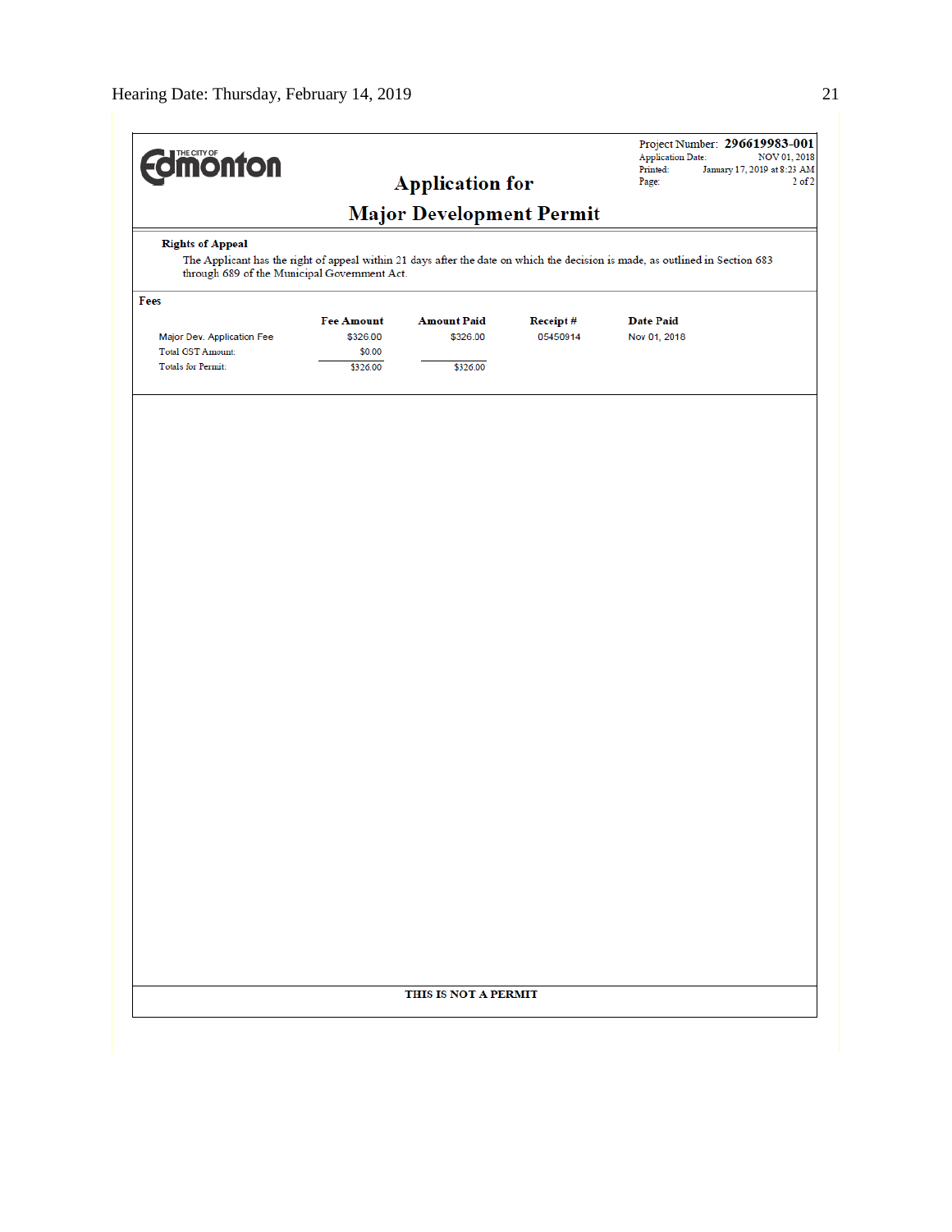THE CITY OF **Edmonton**

Project Number: **296619983-001**
Application Date: NOV 01, 2018
Printed: January 17, 2019 at 8:23 AM
Page: 2 of 2

# Application for Major Development Permit

**Rights of Appeal**

The Applicant has the right of appeal within 21 days after the date on which the decision is made, as outlined in Section 683 through 689 of the Municipal Government Act.

**Fees**

| | Fee Amount | Amount Paid | Receipt # | Date Paid |
|---|---|---|---|---|
| Major Dev. Application Fee | $326.00 | $326.00 | 05450914 | Nov 01, 2018 |
| Total GST Amount: | $0.00 | | | |
| Totals for Permit: | $326.00 | $326.00 | | |

**THIS IS NOT A PERMIT**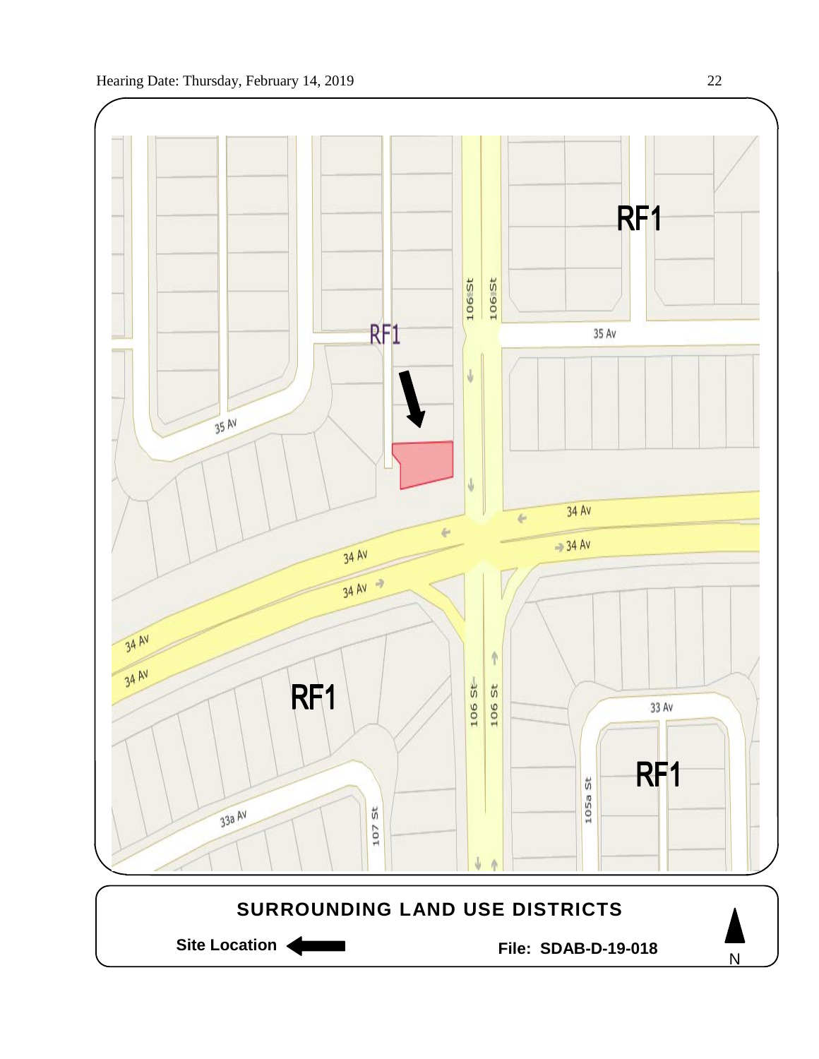RF1

RF1

RF1

RF1

106 St

106 St

35 Av

35 Av

34 Av

34 Av

34 Av

34 Av

34 Av

34 Av

106 St

106 St

33 Av

105a St

33a Av

107 St

**SURROUNDING LAND USE DISTRICTS**

**Site Location**

**File: SDAB-D-19-018**

N